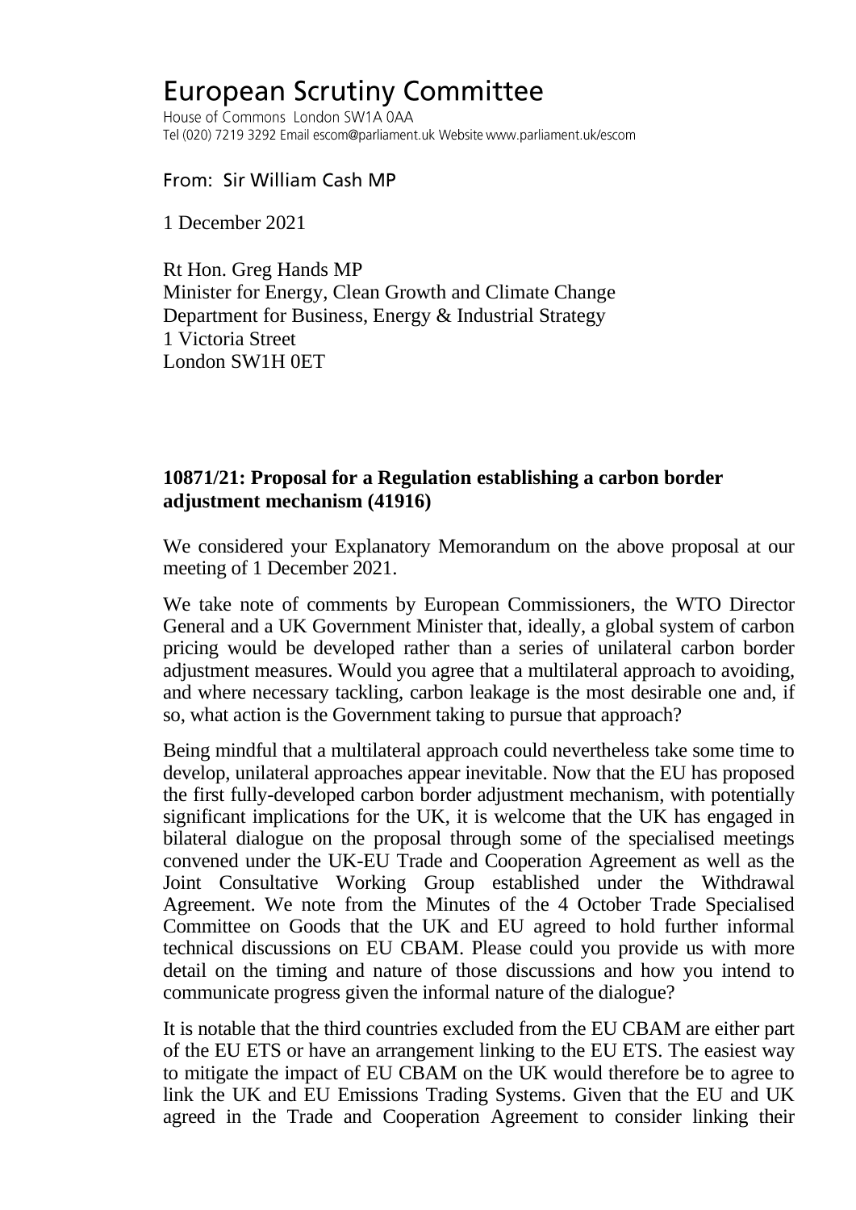# European Scrutiny Committee

House of Commons London SW1A 0AA
Tel (020) 7219 3292 Email escom@parliament.uk Website www.parliament.uk/escom

From: Sir William Cash MP

1 December 2021

Rt Hon. Greg Hands MP
Minister for Energy, Clean Growth and Climate Change
Department for Business, Energy & Industrial Strategy
1 Victoria Street
London SW1H 0ET

**10871/21: Proposal for a Regulation establishing a carbon border adjustment mechanism (41916)**

We considered your Explanatory Memorandum on the above proposal at our meeting of 1 December 2021.

We take note of comments by European Commissioners, the WTO Director General and a UK Government Minister that, ideally, a global system of carbon pricing would be developed rather than a series of unilateral carbon border adjustment measures. Would you agree that a multilateral approach to avoiding, and where necessary tackling, carbon leakage is the most desirable one and, if so, what action is the Government taking to pursue that approach?

Being mindful that a multilateral approach could nevertheless take some time to develop, unilateral approaches appear inevitable. Now that the EU has proposed the first fully-developed carbon border adjustment mechanism, with potentially significant implications for the UK, it is welcome that the UK has engaged in bilateral dialogue on the proposal through some of the specialised meetings convened under the UK-EU Trade and Cooperation Agreement as well as the Joint Consultative Working Group established under the Withdrawal Agreement. We note from the Minutes of the 4 October Trade Specialised Committee on Goods that the UK and EU agreed to hold further informal technical discussions on EU CBAM. Please could you provide us with more detail on the timing and nature of those discussions and how you intend to communicate progress given the informal nature of the dialogue?

It is notable that the third countries excluded from the EU CBAM are either part of the EU ETS or have an arrangement linking to the EU ETS. The easiest way to mitigate the impact of EU CBAM on the UK would therefore be to agree to link the UK and EU Emissions Trading Systems. Given that the EU and UK agreed in the Trade and Cooperation Agreement to consider linking their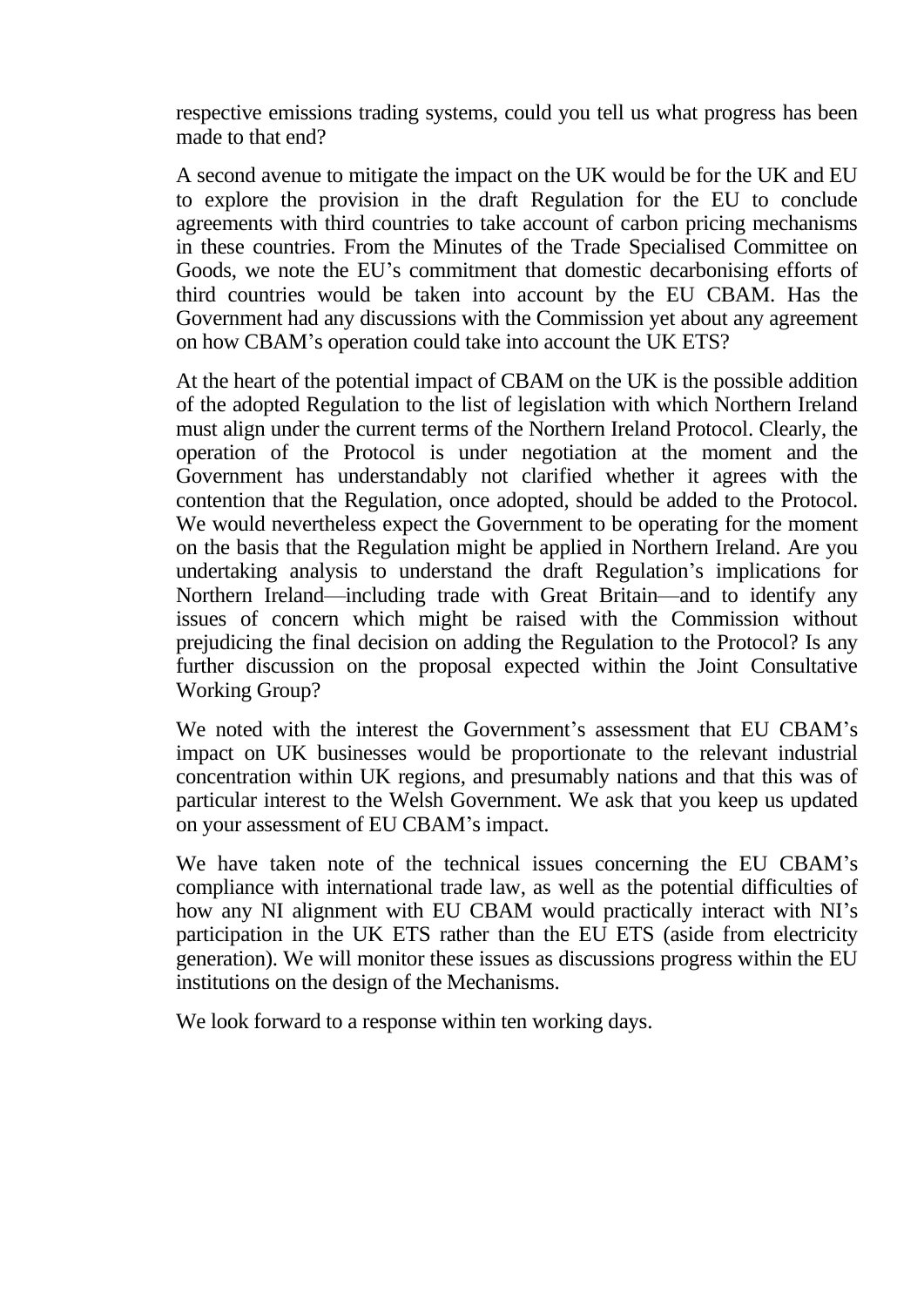respective emissions trading systems, could you tell us what progress has been made to that end?

A second avenue to mitigate the impact on the UK would be for the UK and EU to explore the provision in the draft Regulation for the EU to conclude agreements with third countries to take account of carbon pricing mechanisms in these countries. From the Minutes of the Trade Specialised Committee on Goods, we note the EU's commitment that domestic decarbonising efforts of third countries would be taken into account by the EU CBAM. Has the Government had any discussions with the Commission yet about any agreement on how CBAM's operation could take into account the UK ETS?

At the heart of the potential impact of CBAM on the UK is the possible addition of the adopted Regulation to the list of legislation with which Northern Ireland must align under the current terms of the Northern Ireland Protocol. Clearly, the operation of the Protocol is under negotiation at the moment and the Government has understandably not clarified whether it agrees with the contention that the Regulation, once adopted, should be added to the Protocol. We would nevertheless expect the Government to be operating for the moment on the basis that the Regulation might be applied in Northern Ireland. Are you undertaking analysis to understand the draft Regulation's implications for Northern Ireland—including trade with Great Britain—and to identify any issues of concern which might be raised with the Commission without prejudicing the final decision on adding the Regulation to the Protocol? Is any further discussion on the proposal expected within the Joint Consultative Working Group?

We noted with the interest the Government's assessment that EU CBAM's impact on UK businesses would be proportionate to the relevant industrial concentration within UK regions, and presumably nations and that this was of particular interest to the Welsh Government. We ask that you keep us updated on your assessment of EU CBAM's impact.

We have taken note of the technical issues concerning the EU CBAM's compliance with international trade law, as well as the potential difficulties of how any NI alignment with EU CBAM would practically interact with NI's participation in the UK ETS rather than the EU ETS (aside from electricity generation). We will monitor these issues as discussions progress within the EU institutions on the design of the Mechanisms.

We look forward to a response within ten working days.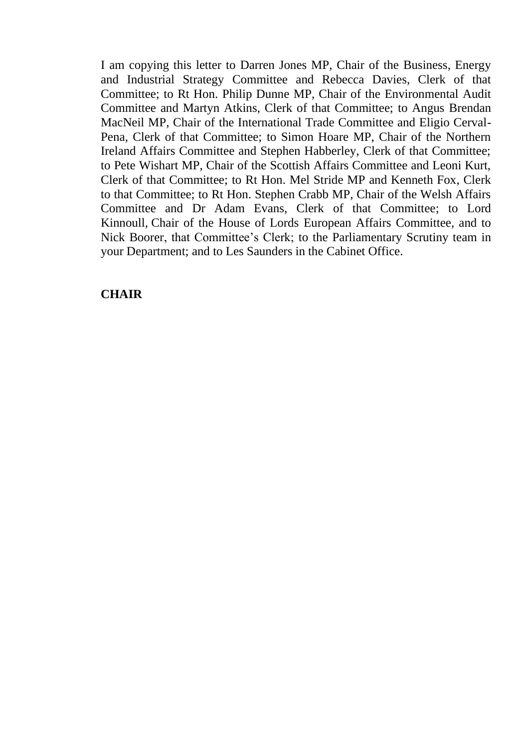I am copying this letter to Darren Jones MP, Chair of the Business, Energy and Industrial Strategy Committee and Rebecca Davies, Clerk of that Committee; to Rt Hon. Philip Dunne MP, Chair of the Environmental Audit Committee and Martyn Atkins, Clerk of that Committee; to Angus Brendan MacNeil MP, Chair of the International Trade Committee and Eligio Cerval-Pena, Clerk of that Committee; to Simon Hoare MP, Chair of the Northern Ireland Affairs Committee and Stephen Habberley, Clerk of that Committee; to Pete Wishart MP, Chair of the Scottish Affairs Committee and Leoni Kurt, Clerk of that Committee; to Rt Hon. Mel Stride MP and Kenneth Fox, Clerk to that Committee; to Rt Hon. Stephen Crabb MP, Chair of the Welsh Affairs Committee and Dr Adam Evans, Clerk of that Committee; to Lord Kinnoull, Chair of the House of Lords European Affairs Committee, and to Nick Boorer, that Committee's Clerk; to the Parliamentary Scrutiny team in your Department; and to Les Saunders in the Cabinet Office.

**CHAIR**